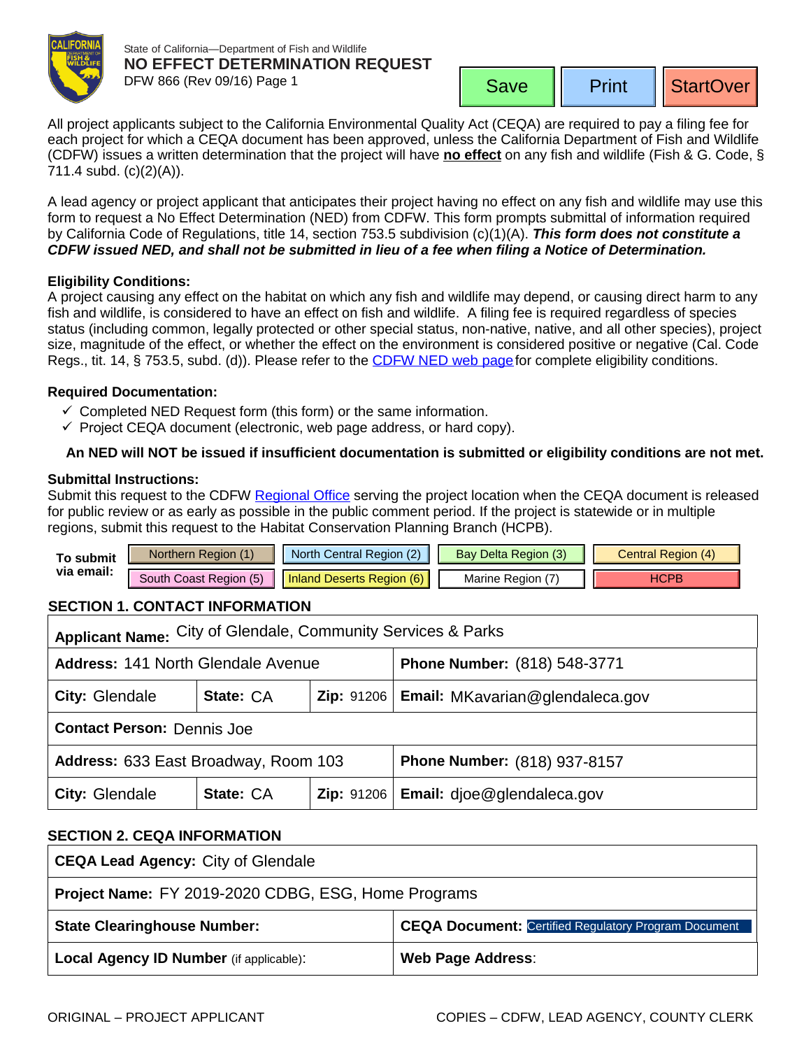State of California—Department of Fish and Wildlife

# NO EFFECT DETERMINATION REQUEST

DFW 866 (Rev 09/16) Page 1

Save | Print | StartOver

All project applicants subject to the California Environmental Quality Act (CEQA) are required to pay a filing fee for each project for which a CEQA document has been approved, unless the California Department of Fish and Wildlife (CDFW) issues a written determination that the project will have **no effect** on any fish and wildlife (Fish & G. Code, § 711.4 subd. (c)(2)(A)).

A lead agency or project applicant that anticipates their project having no effect on any fish and wildlife may use this form to request a No Effect Determination (NED) from CDFW. This form prompts submittal of information required by California Code of Regulations, title 14, section 753.5 subdivision (c)(1)(A). ***This form does not constitute a CDFW issued NED, and shall not be submitted in lieu of a fee when filing a Notice of Determination.***

**Eligibility Conditions:**
A project causing any effect on the habitat on which any fish and wildlife may depend, or causing direct harm to any fish and wildlife, is considered to have an effect on fish and wildlife. A filing fee is required regardless of species status (including common, legally protected or other special status, non-native, native, and all other species), project size, magnitude of the effect, or whether the effect on the environment is considered positive or negative (Cal. Code Regs., tit. 14, § 753.5, subd. (d)). Please refer to the CDFW NED web page for complete eligibility conditions.

**Required Documentation:**

- ✓ Completed NED Request form (this form) or the same information.
- ✓ Project CEQA document (electronic, web page address, or hard copy).

**An NED will NOT be issued if insufficient documentation is submitted or eligibility conditions are not met.**

**Submittal Instructions:**
Submit this request to the CDFW Regional Office serving the project location when the CEQA document is released for public review or as early as possible in the public comment period. If the project is statewide or in multiple regions, submit this request to the Habitat Conservation Planning Branch (HCPB).

| **To submit via email:** | | | | |
|---|---|---|---|---|
| | Northern Region (1) | North Central Region (2) | Bay Delta Region (3) | Central Region (4) |
| | South Coast Region (5) | Inland Deserts Region (6) | Marine Region (7) | HCPB |

## SECTION 1. CONTACT INFORMATION

| | | | |
|---|---|---|---|
| **Applicant Name:** City of Glendale, Community Services & Parks | | | |
| **Address:** 141 North Glendale Avenue | | | **Phone Number:** (818) 548-3771 |
| **City:** Glendale | **State:** CA | **Zip:** 91206 | **Email:** MKavarian@glendaleca.gov |
| **Contact Person:** Dennis Joe | | | |
| **Address:** 633 East Broadway, Room 103 | | | **Phone Number:** (818) 937-8157 |
| **City:** Glendale | **State:** CA | **Zip:** 91206 | **Email:** djoe@glendaleca.gov |

## SECTION 2. CEQA INFORMATION

| | |
|---|---|
| **CEQA Lead Agency:** City of Glendale | |
| **Project Name:** FY 2019-2020 CDBG, ESG, Home Programs | |
| **State Clearinghouse Number:** | **CEQA Document:** Certified Regulatory Program Document |
| **Local Agency ID Number** (if applicable): | **Web Page Address**: |

ORIGINAL – PROJECT APPLICANT    COPIES – CDFW, LEAD AGENCY, COUNTY CLERK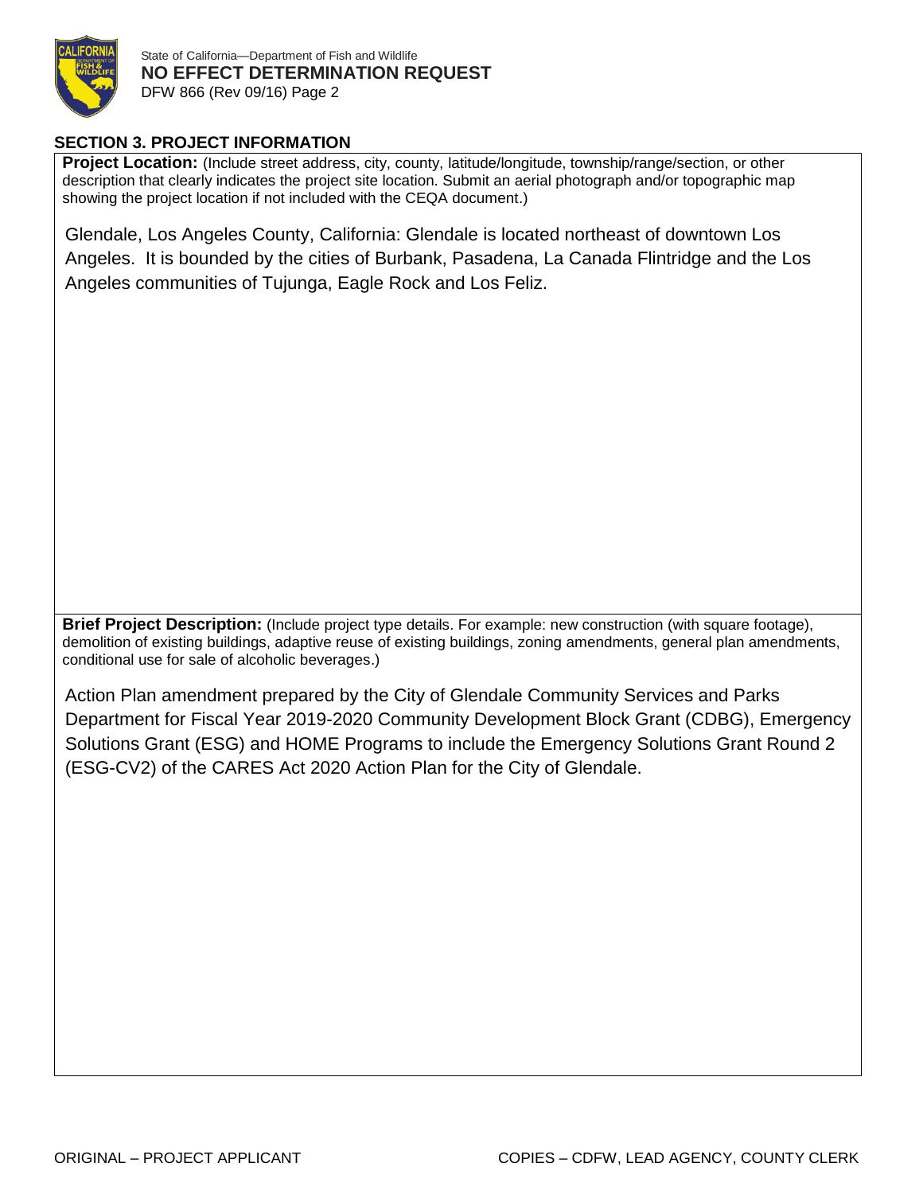## SECTION 3. PROJECT INFORMATION

**Project Location:** (Include street address, city, county, latitude/longitude, township/range/section, or other description that clearly indicates the project site location. Submit an aerial photograph and/or topographic map showing the project location if not included with the CEQA document.)

Glendale, Los Angeles County, California: Glendale is located northeast of downtown Los Angeles. It is bounded by the cities of Burbank, Pasadena, La Canada Flintridge and the Los Angeles communities of Tujunga, Eagle Rock and Los Feliz.

**Brief Project Description:** (Include project type details. For example: new construction (with square footage), demolition of existing buildings, adaptive reuse of existing buildings, zoning amendments, general plan amendments, conditional use for sale of alcoholic beverages.)

Action Plan amendment prepared by the City of Glendale Community Services and Parks Department for Fiscal Year 2019-2020 Community Development Block Grant (CDBG), Emergency Solutions Grant (ESG) and HOME Programs to include the Emergency Solutions Grant Round 2 (ESG-CV2) of the CARES Act 2020 Action Plan for the City of Glendale.

ORIGINAL – PROJECT APPLICANT

COPIES – CDFW, LEAD AGENCY, COUNTY CLERK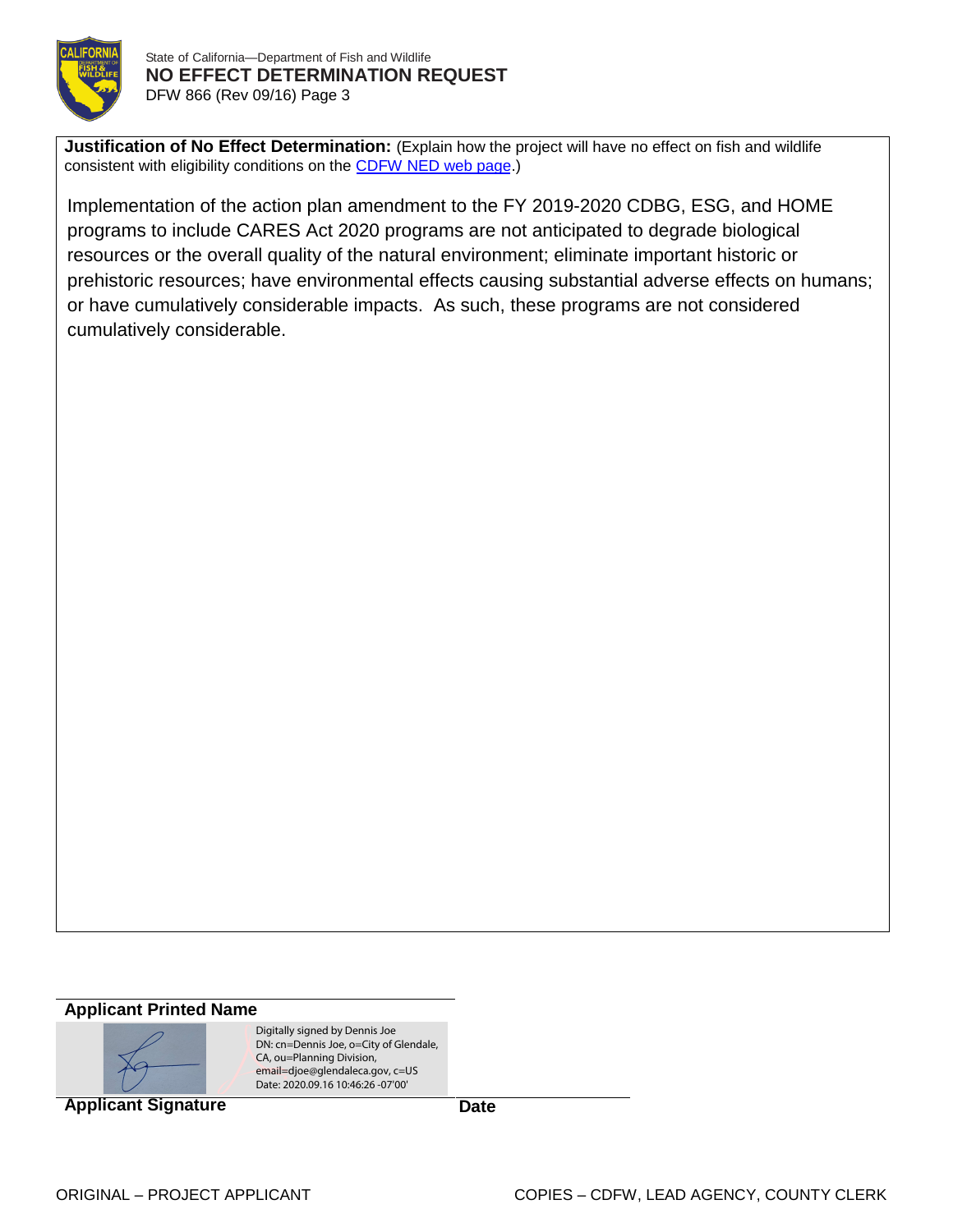**Justification of No Effect Determination:** (Explain how the project will have no effect on fish and wildlife consistent with eligibility conditions on the CDFW NED web page.)

Implementation of the action plan amendment to the FY 2019-2020 CDBG, ESG, and HOME programs to include CARES Act 2020 programs are not anticipated to degrade biological resources or the overall quality of the natural environment; eliminate important historic or prehistoric resources; have environmental effects causing substantial adverse effects on humans; or have cumulatively considerable impacts. As such, these programs are not considered cumulatively considerable.

**Applicant Printed Name**

Digitally signed by Dennis Joe
DN: cn=Dennis Joe, o=City of Glendale, CA, ou=Planning Division, email=djoe@glendaleca.gov, c=US
Date: 2020.09.16 10:46:26 -07'00'

**Applicant Signature** **Date**

ORIGINAL – PROJECT APPLICANT COPIES – CDFW, LEAD AGENCY, COUNTY CLERK